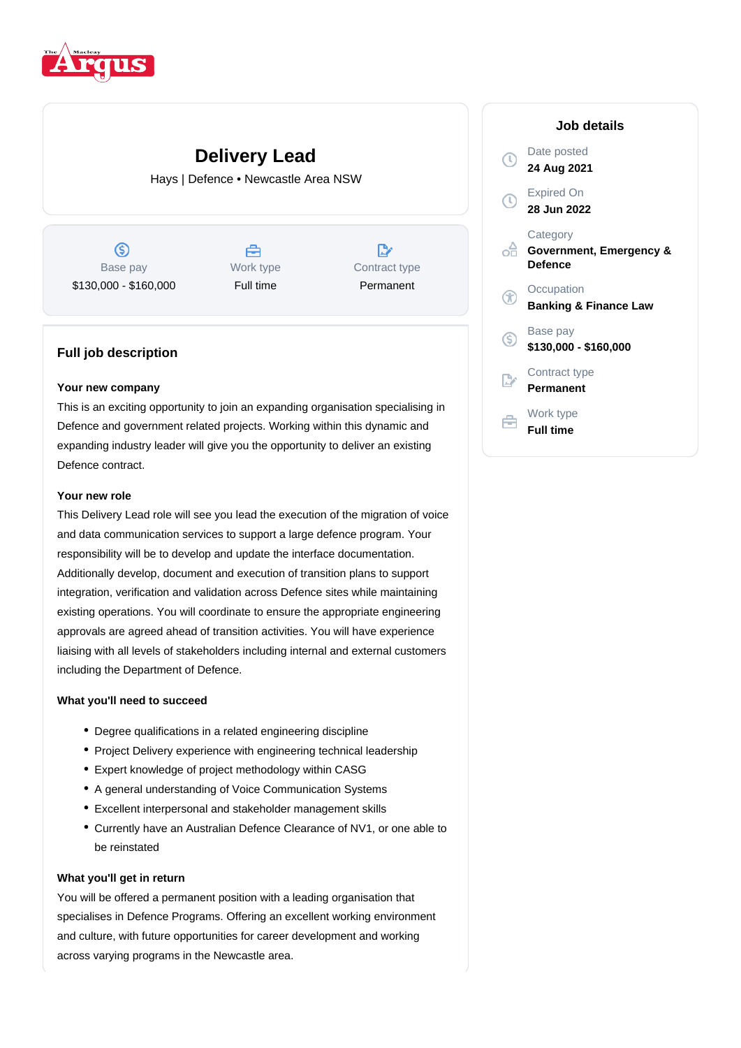# Delivery Lead

Hays | Defence • Newcastle Area NSW

| Base pay | Work type | Contract type |
|---|---|---|
| $130,000 - $160,000 | Full time | Permanent |

## Full job description

**Your new company**

This is an exciting opportunity to join an expanding organisation specialising in Defence and government related projects. Working within this dynamic and expanding industry leader will give you the opportunity to deliver an existing Defence contract.

**Your new role**

This Delivery Lead role will see you lead the execution of the migration of voice and data communication services to support a large defence program. Your responsibility will be to develop and update the interface documentation. Additionally develop, document and execution of transition plans to support integration, verification and validation across Defence sites while maintaining existing operations. You will coordinate to ensure the appropriate engineering approvals are agreed ahead of transition activities. You will have experience liaising with all levels of stakeholders including internal and external customers including the Department of Defence.

**What you'll need to succeed**

- Degree qualifications in a related engineering discipline
- Project Delivery experience with engineering technical leadership
- Expert knowledge of project methodology within CASG
- A general understanding of Voice Communication Systems
- Excellent interpersonal and stakeholder management skills
- Currently have an Australian Defence Clearance of NV1, or one able to be reinstated

**What you'll get in return**

You will be offered a permanent position with a leading organisation that specialises in Defence Programs. Offering an excellent working environment and culture, with future opportunities for career development and working across varying programs in the Newcastle area.

## Job details

Date posted
**24 Aug 2021**

Expired On
**28 Jun 2022**

Category
**Government, Emergency & Defence**

Occupation
**Banking & Finance Law**

Base pay
**$130,000 - $160,000**

Contract type
**Permanent**

Work type
**Full time**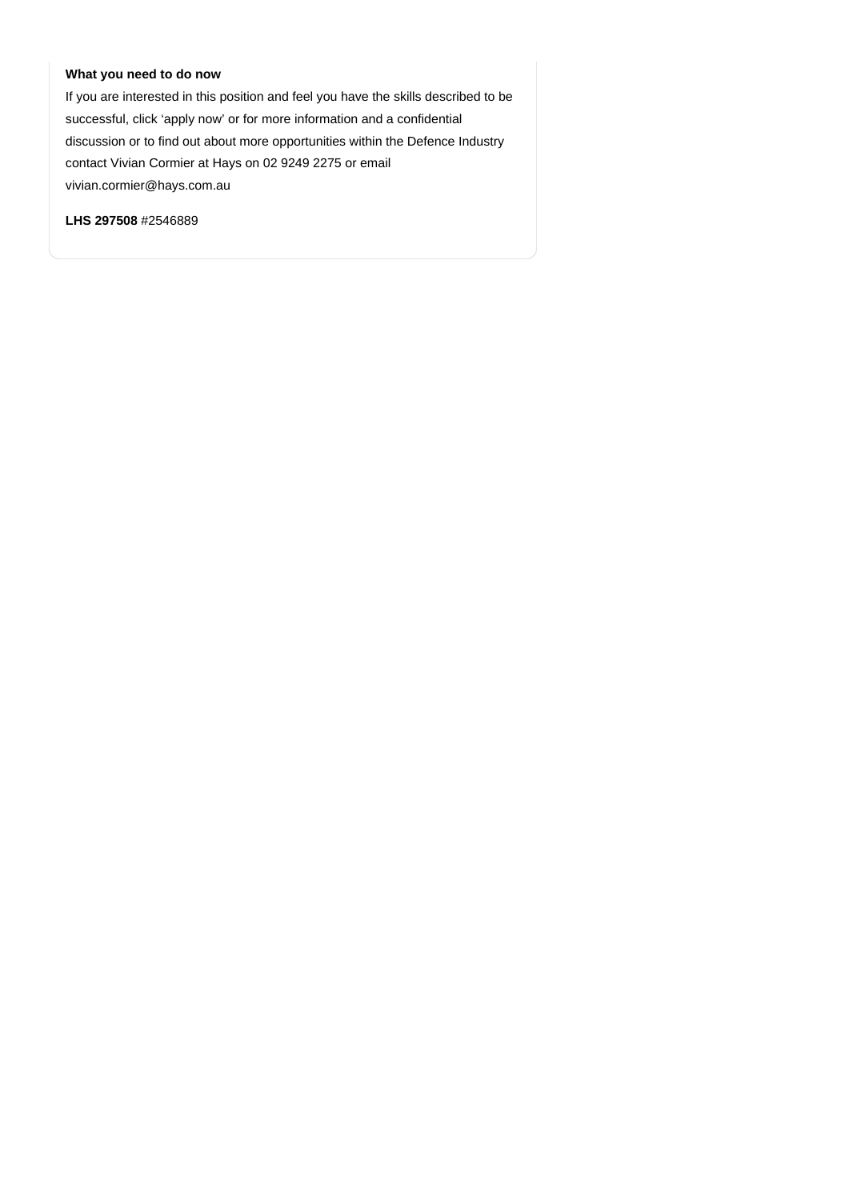**What you need to do now**

If you are interested in this position and feel you have the skills described to be successful, click 'apply now' or for more information and a confidential discussion or to find out about more opportunities within the Defence Industry contact Vivian Cormier at Hays on 02 9249 2275 or email vivian.cormier@hays.com.au

**LHS 297508** #2546889